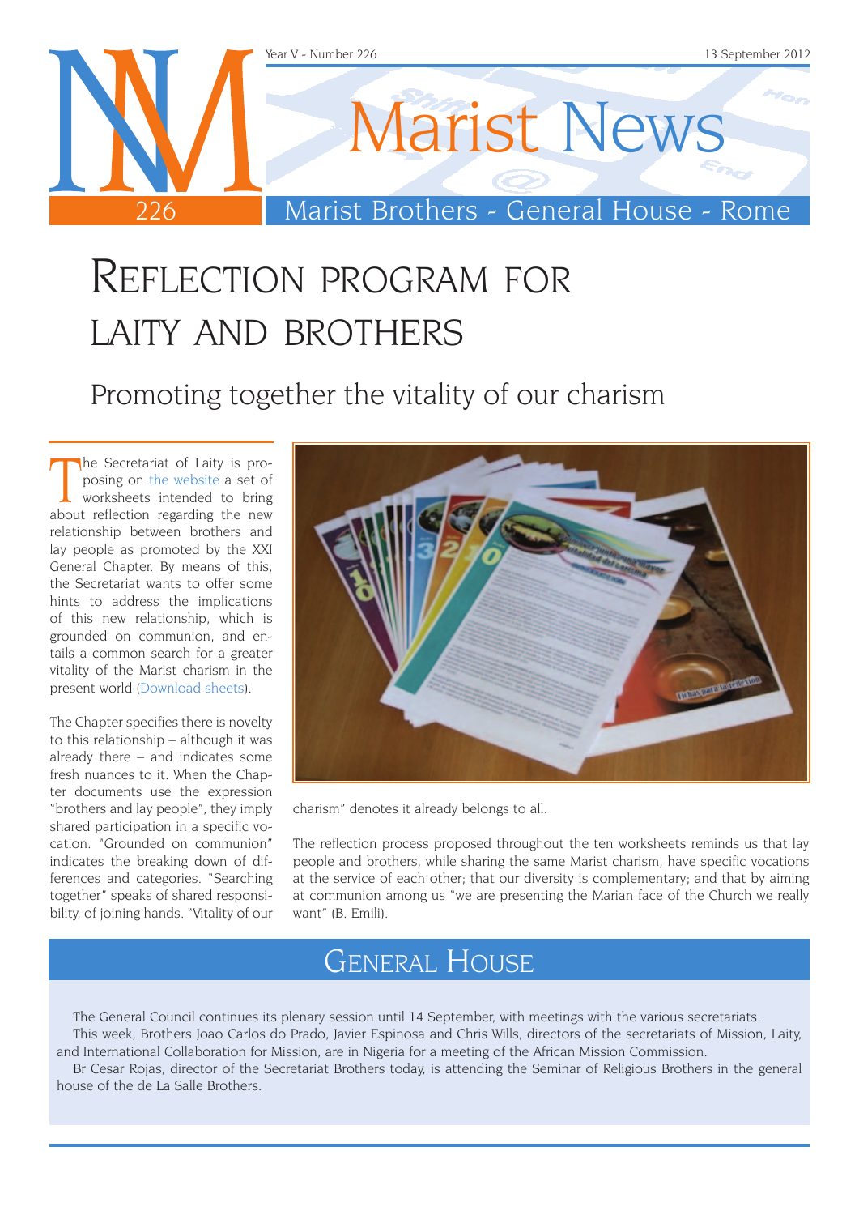# Marist News

Marist Brothers - General House - Rome

Year V - Number 226 — 13 September 2012

# Reflection program for laity and brothers

## Promoting together the vitality of our charism

The Secretariat of Laity is proposing on the website a set of worksheets intended to bring about reflection regarding the new relationship between brothers and lay people as promoted by the XXI General Chapter. By means of this, the Secretariat wants to offer some hints to address the implications of this new relationship, which is grounded on communion, and entails a common search for a greater vitality of the Marist charism in the present world (Download sheets).

The Chapter specifies there is novelty to this relationship – although it was already there – and indicates some fresh nuances to it. When the Chapter documents use the expression "brothers and lay people", they imply shared participation in a specific vocation. "Grounded on communion" indicates the breaking down of differences and categories. "Searching together" speaks of shared responsibility, of joining hands. "Vitality of our charism" denotes it already belongs to all.

The reflection process proposed throughout the ten worksheets reminds us that lay people and brothers, while sharing the same Marist charism, have specific vocations at the service of each other; that our diversity is complementary; and that by aiming at communion among us "we are presenting the Marian face of the Church we really want" (B. Emili).

## General House

The General Council continues its plenary session until 14 September, with meetings with the various secretariats.

This week, Brothers Joao Carlos do Prado, Javier Espinosa and Chris Wills, directors of the secretariats of Mission, Laity, and International Collaboration for Mission, are in Nigeria for a meeting of the African Mission Commission.

Br Cesar Rojas, director of the Secretariat Brothers today, is attending the Seminar of Religious Brothers in the general house of the de La Salle Brothers.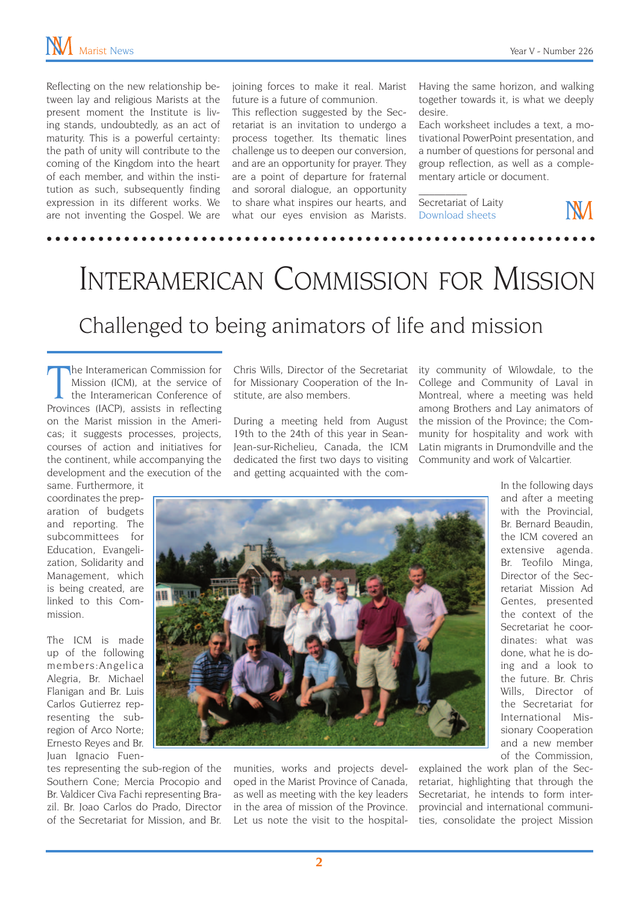Reflecting on the new relationship between lay and religious Marists at the present moment the Institute is living stands, undoubtedly, as an act of maturity. This is a powerful certainty: the path of unity will contribute to the coming of the Kingdom into the heart of each member, and within the institution as such, subsequently finding expression in its different works. We are not inventing the Gospel. We are joining forces to make it real. Marist future is a future of communion.

This reflection suggested by the Secretariat is an invitation to undergo a process together. Its thematic lines challenge us to deepen our conversion, and are an opportunity for prayer. They are a point of departure for fraternal and sororal dialogue, an opportunity to share what inspires our hearts, and what our eyes envision as Marists. Having the same horizon, and walking together towards it, is what we deeply desire.

Each worksheet includes a text, a motivational PowerPoint presentation, and a number of questions for personal and group reflection, as well as a complementary article or document.

Secretariat of Laity
Download sheets

# Interamerican Commission for Mission

## Challenged to being animators of life and mission

The Interamerican Commission for Mission (ICM), at the service of the Interamerican Conference of Provinces (IACP), assists in reflecting on the Marist mission in the Americas; it suggests processes, projects, courses of action and initiatives for the continent, while accompanying the development and the execution of the same. Furthermore, it coordinates the preparation of budgets and reporting. The subcommittees for Education, Evangelization, Solidarity and Management, which is being created, are linked to this Commission.

The ICM is made up of the following members: Angelica Alegria, Br. Michael Flanigan and Br. Luis Carlos Gutierrez representing the sub-region of Arco Norte; Ernesto Reyes and Br. Juan Ignacio Fuentes representing the sub-region of the Southern Cone; Mercia Procopio and Br. Valdicer Civa Fachi representing Brazil. Br. Joao Carlos do Prado, Director of the Secretariat for Mission, and Br. Chris Wills, Director of the Secretariat for Missionary Cooperation of the Institute, are also members.

During a meeting held from August 19th to the 24th of this year in Sean-Jean-sur-Richelieu, Canada, the ICM dedicated the first two days to visiting and getting acquainted with the communities, works and projects developed in the Marist Province of Canada, as well as meeting with the key leaders in the area of mission of the Province. Let us note the visit to the hospitality community of Wilowdale, to the College and Community of Laval in Montreal, where a meeting was held among Brothers and Lay animators of the mission of the Province; the Community for hospitality and work with Latin migrants in Drumondville and the Community and work of Valcartier.

In the following days and after a meeting with the Provincial, Br. Bernard Beaudin, the ICM covered an extensive agenda. Br. Teofilo Minga, Director of the Secretariat Mission Ad Gentes, presented the context of the Secretariat he coordinates: what was done, what he is doing and a look to the future. Br. Chris Wills, Director of the Secretariat for International Missionary Cooperation and a new member of the Commission, explained the work plan of the Secretariat, highlighting that through the Secretariat, he intends to form inter-provincial and international communities, consolidate the project Mission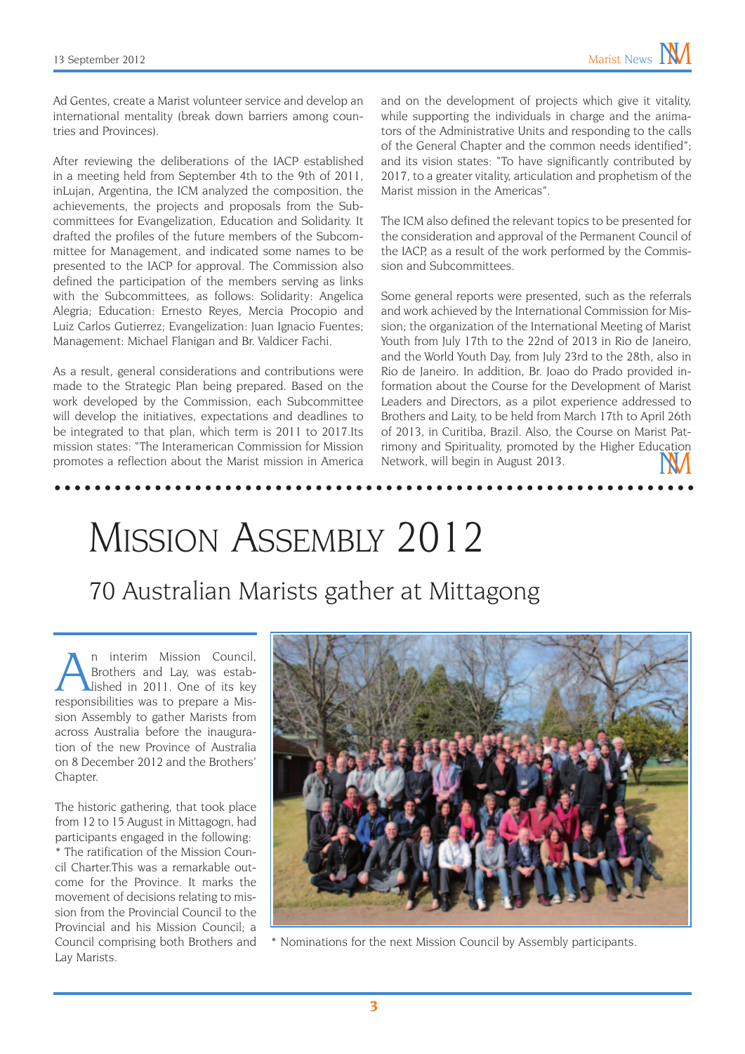Ad Gentes, create a Marist volunteer service and develop an international mentality (break down barriers among countries and Provinces).

After reviewing the deliberations of the IACP established in a meeting held from September 4th to the 9th of 2011, inLujan, Argentina, the ICM analyzed the composition, the achievements, the projects and proposals from the Subcommittees for Evangelization, Education and Solidarity. It drafted the profiles of the future members of the Subcommittee for Management, and indicated some names to be presented to the IACP for approval. The Commission also defined the participation of the members serving as links with the Subcommittees, as follows: Solidarity: Angelica Alegria; Education: Ernesto Reyes, Mercia Procopio and Luiz Carlos Gutierrez; Evangelization: Juan Ignacio Fuentes; Management: Michael Flanigan and Br. Valdicer Fachi.

As a result, general considerations and contributions were made to the Strategic Plan being prepared. Based on the work developed by the Commission, each Subcommittee will develop the initiatives, expectations and deadlines to be integrated to that plan, which term is 2011 to 2017.Its mission states: "The Interamerican Commission for Mission promotes a reflection about the Marist mission in America and on the development of projects which give it vitality, while supporting the individuals in charge and the animators of the Administrative Units and responding to the calls of the General Chapter and the common needs identified"; and its vision states: "To have significantly contributed by 2017, to a greater vitality, articulation and prophetism of the Marist mission in the Americas".

The ICM also defined the relevant topics to be presented for the consideration and approval of the Permanent Council of the IACP, as a result of the work performed by the Commission and Subcommittees.

Some general reports were presented, such as the referrals and work achieved by the International Commission for Mission; the organization of the International Meeting of Marist Youth from July 17th to the 22nd of 2013 in Rio de Janeiro, and the World Youth Day, from July 23rd to the 28th, also in Rio de Janeiro. In addition, Br. Joao do Prado provided information about the Course for the Development of Marist Leaders and Directors, as a pilot experience addressed to Brothers and Laity, to be held from March 17th to April 26th of 2013, in Curitiba, Brazil. Also, the Course on Marist Patrimony and Spirituality, promoted by the Higher Education Network, will begin in August 2013.

# Mission Assembly 2012

## 70 Australian Marists gather at Mittagong

An interim Mission Council, Brothers and Lay, was established in 2011. One of its key responsibilities was to prepare a Mission Assembly to gather Marists from across Australia before the inauguration of the new Province of Australia on 8 December 2012 and the Brothers' Chapter.

The historic gathering, that took place from 12 to 15 August in Mittagogn, had participants engaged in the following:

* The ratification of the Mission Council Charter.This was a remarkable outcome for the Province. It marks the movement of decisions relating to mission from the Provincial Council to the Provincial and his Mission Council; a Council comprising both Brothers and Lay Marists.

* Nominations for the next Mission Council by Assembly participants.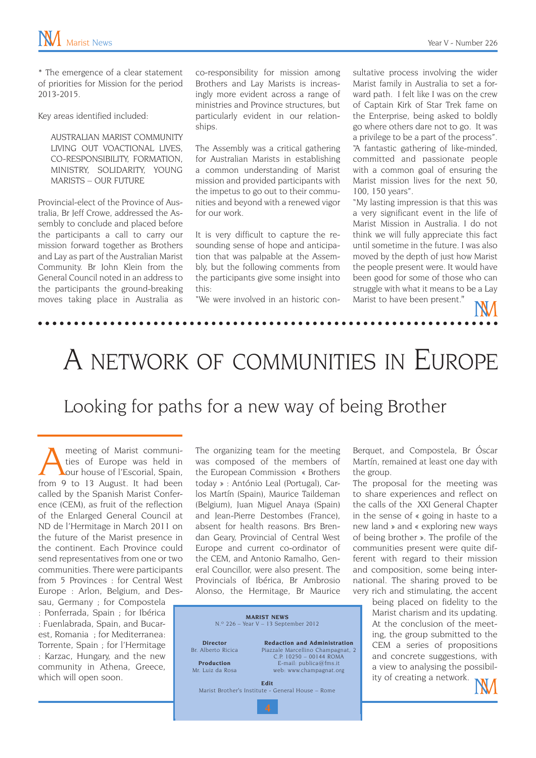* The emergence of a clear statement of priorities for Mission for the period 2013-2015.

Key areas identified included:

AUSTRALIAN MARIST COMMUNITY LIVING OUT VOACTIONAL LIVES, CO-RESPONSIBILITY, FORMATION, MINISTRY, SOLIDARITY, YOUNG MARISTS – OUR FUTURE

Provincial-elect of the Province of Australia, Br Jeff Crowe, addressed the Assembly to conclude and placed before the participants a call to carry our mission forward together as Brothers and Lay as part of the Australian Marist Community. Br John Klein from the General Council noted in an address to the participants the ground-breaking moves taking place in Australia as co-responsibility for mission among Brothers and Lay Marists is increasingly more evident across a range of ministries and Province structures, but particularly evident in our relationships.

The Assembly was a critical gathering for Australian Marists in establishing a common understanding of Marist mission and provided participants with the impetus to go out to their communities and beyond with a renewed vigor for our work.

It is very difficult to capture the resounding sense of hope and anticipation that was palpable at the Assembly, but the following comments from the participants give some insight into this:

"We were involved in an historic consultative process involving the wider Marist family in Australia to set a forward path. I felt like I was on the crew of Captain Kirk of Star Trek fame on the Enterprise, being asked to boldly go where others dare not to go. It was a privilege to be a part of the process".

"A fantastic gathering of like-minded, committed and passionate people with a common goal of ensuring the Marist mission lives for the next 50, 100, 150 years".

"My lasting impression is that this was a very significant event in the life of Marist Mission in Australia. I do not think we will fully appreciate this fact until sometime in the future. I was also moved by the depth of just how Marist the people present were. It would have been good for some of those who can struggle with what it means to be a Lay Marist to have been present."

# A network of communities in Europe

## Looking for paths for a new way of being Brother

A meeting of Marist communities of Europe was held in our house of l'Escorial, Spain, from 9 to 13 August. It had been called by the Spanish Marist Conference (CEM), as fruit of the reflection of the Enlarged General Council at ND de l'Hermitage in March 2011 on the future of the Marist presence in the continent. Each Province could send representatives from one or two communities. There were participants from 5 Provinces : for Central West Europe : Arlon, Belgium, and Dessau, Germany ; for Compostela : Ponferrada, Spain ; for Ibérica : Fuenlabrada, Spain, and Bucarest, Romania ; for Mediterranea: Torrente, Spain ; for l'Hermitage : Karzac, Hungary, and the new community in Athena, Greece, which will open soon.

The organizing team for the meeting was composed of the members of the European Commission « Brothers today » : António Leal (Portugal), Carlos Martín (Spain), Maurice Taildeman (Belgium), Juan Miguel Anaya (Spain) and Jean-Pierre Destombes (France), absent for health reasons. Brs Brendan Geary, Provincial of Central West Europe and current co-ordinator of the CEM, and Antonio Ramalho, General Councillor, were also present. The Provincials of Ibérica, Br Ambrosio Alonso, the Hermitage, Br Maurice Berquet, and Compostela, Br Óscar Martín, remained at least one day with the group.

The proposal for the meeting was to share experiences and reflect on the calls of the XXI General Chapter in the sense of « going in haste to a new land » and « exploring new ways of being brother ». The profile of the communities present were quite different with regard to their mission and composition, some being international. The sharing proved to be very rich and stimulating, the accent being placed on fidelity to the Marist charism and its updating. At the conclusion of the meeting, the group submitted to the CEM a series of propositions and concrete suggestions, with a view to analysing the possibility of creating a network.

**MARIST NEWS**
N.º 226 – Year V – 13 September 2012

**Director**
Br. Alberto Ricica

**Production**
Mr. Luiz da Rosa

**Redaction and Administration**
Piazzale Marcellino Champagnat, 2
C.P. 10250 – 00144 ROMA
E-mail: publica@fms.it
web: www.champagnat.org

**Edit**
Marist Brother's Institute - General House – Rome